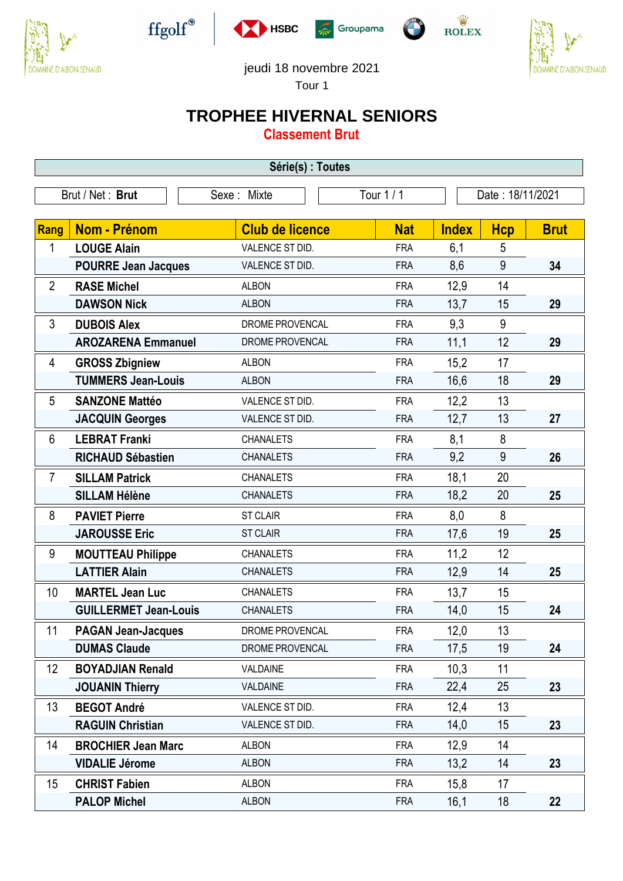jeudi 18 novembre 2021

Tour 1

# TROPHEE HIVERNAL SENIORS

## Classement Brut

**Série(s) : Toutes**

Brut / Net : **Brut** | Sexe : Mixte | Tour 1 / 1 | Date : 18/11/2021

| Rang | Nom - Prénom | Club de licence | Nat | Index | Hcp | Brut |
|---|---|---|---|---|---|---|
| 1 | **LOUGE Alain** | VALENCE ST DID. | FRA | 6,1 | 5 | |
| | **POURRE Jean Jacques** | VALENCE ST DID. | FRA | 8,6 | 9 | **34** |
| 2 | **RASE Michel** | ALBON | FRA | 12,9 | 14 | |
| | **DAWSON Nick** | ALBON | FRA | 13,7 | 15 | **29** |
| 3 | **DUBOIS Alex** | DROME PROVENCAL | FRA | 9,3 | 9 | |
| | **AROZARENA Emmanuel** | DROME PROVENCAL | FRA | 11,1 | 12 | **29** |
| 4 | **GROSS Zbigniew** | ALBON | FRA | 15,2 | 17 | |
| | **TUMMERS Jean-Louis** | ALBON | FRA | 16,6 | 18 | **29** |
| 5 | **SANZONE Mattéo** | VALENCE ST DID. | FRA | 12,2 | 13 | |
| | **JACQUIN Georges** | VALENCE ST DID. | FRA | 12,7 | 13 | **27** |
| 6 | **LEBRAT Franki** | CHANALETS | FRA | 8,1 | 8 | |
| | **RICHAUD Sébastien** | CHANALETS | FRA | 9,2 | 9 | **26** |
| 7 | **SILLAM Patrick** | CHANALETS | FRA | 18,1 | 20 | |
| | **SILLAM Hélène** | CHANALETS | FRA | 18,2 | 20 | **25** |
| 8 | **PAVIET Pierre** | ST CLAIR | FRA | 8,0 | 8 | |
| | **JAROUSSE Eric** | ST CLAIR | FRA | 17,6 | 19 | **25** |
| 9 | **MOUTTEAU Philippe** | CHANALETS | FRA | 11,2 | 12 | |
| | **LATTIER Alain** | CHANALETS | FRA | 12,9 | 14 | **25** |
| 10 | **MARTEL Jean Luc** | CHANALETS | FRA | 13,7 | 15 | |
| | **GUILLERMET Jean-Louis** | CHANALETS | FRA | 14,0 | 15 | **24** |
| 11 | **PAGAN Jean-Jacques** | DROME PROVENCAL | FRA | 12,0 | 13 | |
| | **DUMAS Claude** | DROME PROVENCAL | FRA | 17,5 | 19 | **24** |
| 12 | **BOYADJIAN Renald** | VALDAINE | FRA | 10,3 | 11 | |
| | **JOUANIN Thierry** | VALDAINE | FRA | 22,4 | 25 | **23** |
| 13 | **BEGOT André** | VALENCE ST DID. | FRA | 12,4 | 13 | |
| | **RAGUIN Christian** | VALENCE ST DID. | FRA | 14,0 | 15 | **23** |
| 14 | **BROCHIER Jean Marc** | ALBON | FRA | 12,9 | 14 | |
| | **VIDALIE Jérome** | ALBON | FRA | 13,2 | 14 | **23** |
| 15 | **CHRIST Fabien** | ALBON | FRA | 15,8 | 17 | |
| | **PALOP Michel** | ALBON | FRA | 16,1 | 18 | **22** |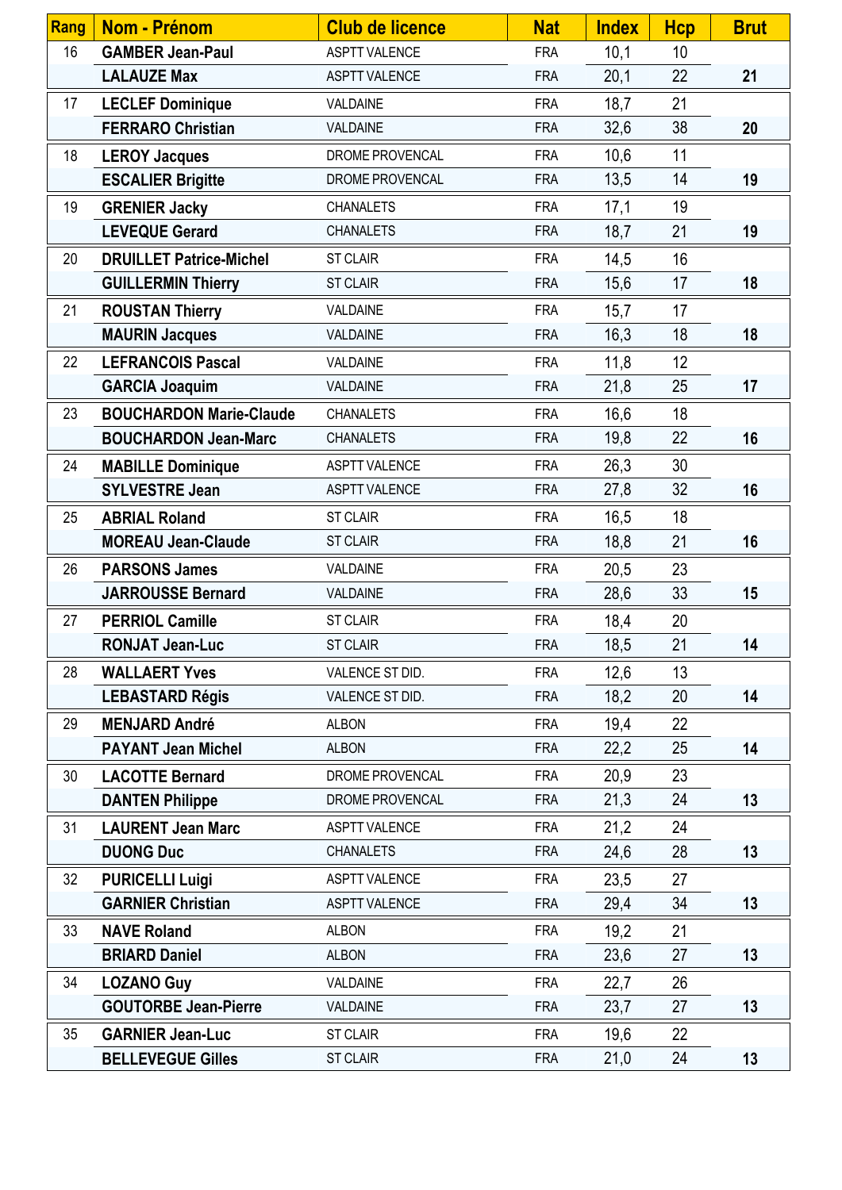| Rang | Nom - Prénom | Club de licence | Nat | Index | Hcp | Brut |
|---|---|---|---|---|---|---|
| 16 | **GAMBER Jean-Paul** | ASPTT VALENCE | FRA | 10,1 | 10 | |
| | **LALAUZE Max** | ASPTT VALENCE | FRA | 20,1 | 22 | **21** |
| 17 | **LECLEF Dominique** | VALDAINE | FRA | 18,7 | 21 | |
| | **FERRARO Christian** | VALDAINE | FRA | 32,6 | 38 | **20** |
| 18 | **LEROY Jacques** | DROME PROVENCAL | FRA | 10,6 | 11 | |
| | **ESCALIER Brigitte** | DROME PROVENCAL | FRA | 13,5 | 14 | **19** |
| 19 | **GRENIER Jacky** | CHANALETS | FRA | 17,1 | 19 | |
| | **LEVEQUE Gerard** | CHANALETS | FRA | 18,7 | 21 | **19** |
| 20 | **DRUILLET Patrice-Michel** | ST CLAIR | FRA | 14,5 | 16 | |
| | **GUILLERMIN Thierry** | ST CLAIR | FRA | 15,6 | 17 | **18** |
| 21 | **ROUSTAN Thierry** | VALDAINE | FRA | 15,7 | 17 | |
| | **MAURIN Jacques** | VALDAINE | FRA | 16,3 | 18 | **18** |
| 22 | **LEFRANCOIS Pascal** | VALDAINE | FRA | 11,8 | 12 | |
| | **GARCIA Joaquim** | VALDAINE | FRA | 21,8 | 25 | **17** |
| 23 | **BOUCHARDON Marie-Claude** | CHANALETS | FRA | 16,6 | 18 | |
| | **BOUCHARDON Jean-Marc** | CHANALETS | FRA | 19,8 | 22 | **16** |
| 24 | **MABILLE Dominique** | ASPTT VALENCE | FRA | 26,3 | 30 | |
| | **SYLVESTRE Jean** | ASPTT VALENCE | FRA | 27,8 | 32 | **16** |
| 25 | **ABRIAL Roland** | ST CLAIR | FRA | 16,5 | 18 | |
| | **MOREAU Jean-Claude** | ST CLAIR | FRA | 18,8 | 21 | **16** |
| 26 | **PARSONS James** | VALDAINE | FRA | 20,5 | 23 | |
| | **JARROUSSE Bernard** | VALDAINE | FRA | 28,6 | 33 | **15** |
| 27 | **PERRIOL Camille** | ST CLAIR | FRA | 18,4 | 20 | |
| | **RONJAT Jean-Luc** | ST CLAIR | FRA | 18,5 | 21 | **14** |
| 28 | **WALLAERT Yves** | VALENCE ST DID. | FRA | 12,6 | 13 | |
| | **LEBASTARD Régis** | VALENCE ST DID. | FRA | 18,2 | 20 | **14** |
| 29 | **MENJARD André** | ALBON | FRA | 19,4 | 22 | |
| | **PAYANT Jean Michel** | ALBON | FRA | 22,2 | 25 | **14** |
| 30 | **LACOTTE Bernard** | DROME PROVENCAL | FRA | 20,9 | 23 | |
| | **DANTEN Philippe** | DROME PROVENCAL | FRA | 21,3 | 24 | **13** |
| 31 | **LAURENT Jean Marc** | ASPTT VALENCE | FRA | 21,2 | 24 | |
| | **DUONG Duc** | CHANALETS | FRA | 24,6 | 28 | **13** |
| 32 | **PURICELLI Luigi** | ASPTT VALENCE | FRA | 23,5 | 27 | |
| | **GARNIER Christian** | ASPTT VALENCE | FRA | 29,4 | 34 | **13** |
| 33 | **NAVE Roland** | ALBON | FRA | 19,2 | 21 | |
| | **BRIARD Daniel** | ALBON | FRA | 23,6 | 27 | **13** |
| 34 | **LOZANO Guy** | VALDAINE | FRA | 22,7 | 26 | |
| | **GOUTORBE Jean-Pierre** | VALDAINE | FRA | 23,7 | 27 | **13** |
| 35 | **GARNIER Jean-Luc** | ST CLAIR | FRA | 19,6 | 22 | |
| | **BELLEVEGUE Gilles** | ST CLAIR | FRA | 21,0 | 24 | **13** |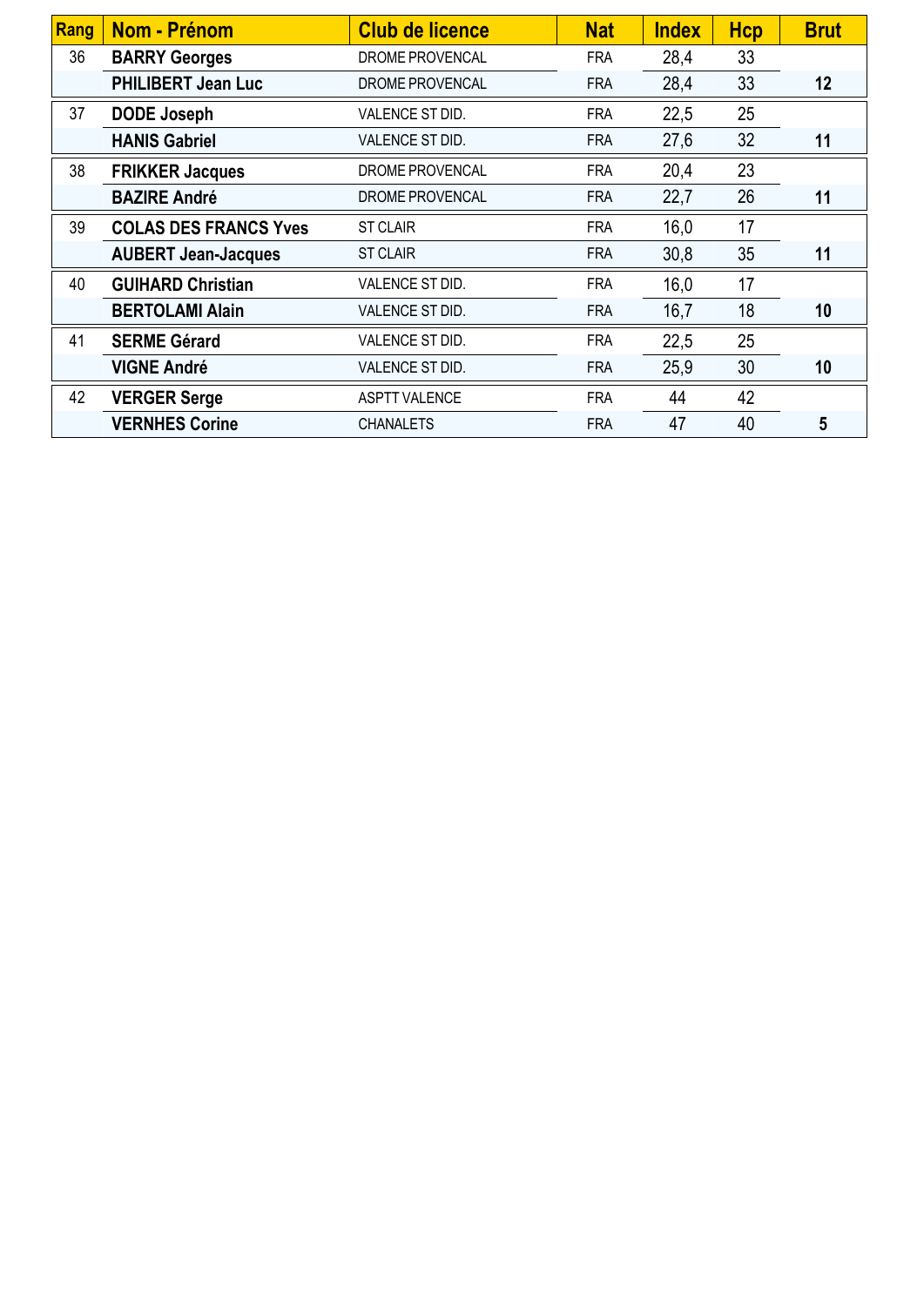| Rang | Nom - Prénom | Club de licence | Nat | Index | Hcp | Brut |
|---|---|---|---|---|---|---|
| 36 | **BARRY Georges** | DROME PROVENCAL | FRA | 28,4 | 33 | |
| | **PHILIBERT Jean Luc** | DROME PROVENCAL | FRA | 28,4 | 33 | **12** |
| 37 | **DODE Joseph** | VALENCE ST DID. | FRA | 22,5 | 25 | |
| | **HANIS Gabriel** | VALENCE ST DID. | FRA | 27,6 | 32 | **11** |
| 38 | **FRIKKER Jacques** | DROME PROVENCAL | FRA | 20,4 | 23 | |
| | **BAZIRE André** | DROME PROVENCAL | FRA | 22,7 | 26 | **11** |
| 39 | **COLAS DES FRANCS Yves** | ST CLAIR | FRA | 16,0 | 17 | |
| | **AUBERT Jean-Jacques** | ST CLAIR | FRA | 30,8 | 35 | **11** |
| 40 | **GUIHARD Christian** | VALENCE ST DID. | FRA | 16,0 | 17 | |
| | **BERTOLAMI Alain** | VALENCE ST DID. | FRA | 16,7 | 18 | **10** |
| 41 | **SERME Gérard** | VALENCE ST DID. | FRA | 22,5 | 25 | |
| | **VIGNE André** | VALENCE ST DID. | FRA | 25,9 | 30 | **10** |
| 42 | **VERGER Serge** | ASPTT VALENCE | FRA | 44 | 42 | |
| | **VERNHES Corine** | CHANALETS | FRA | 47 | 40 | **5** |